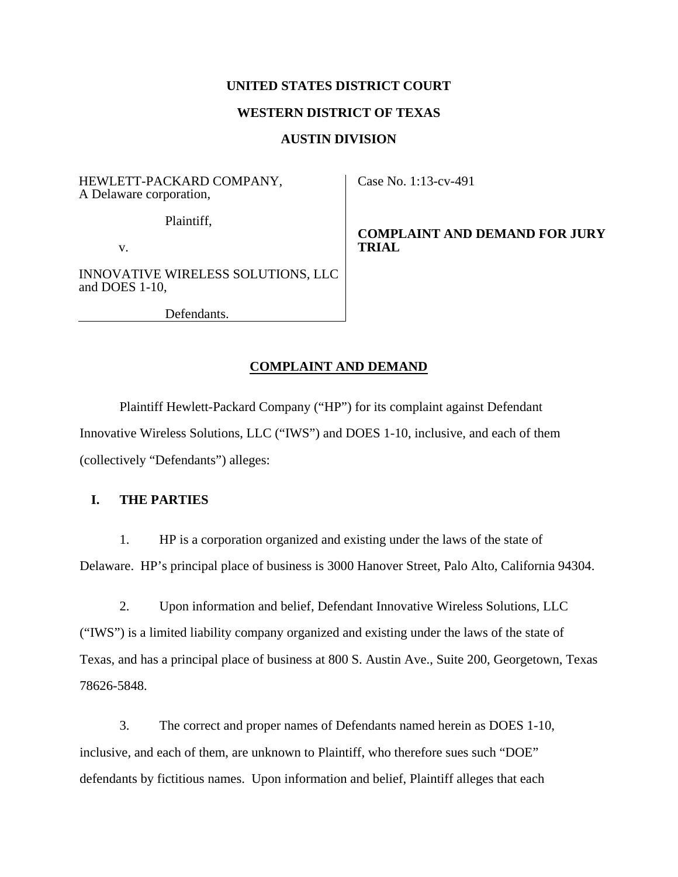**UNITED STATES DISTRICT COURT**

**WESTERN DISTRICT OF TEXAS**

**AUSTIN DIVISION**

| | |
|---|---|
| HEWLETT-PACKARD COMPANY, A Delaware corporation,<br><br>Plaintiff,<br><br>v.<br><br>INNOVATIVE WIRELESS SOLUTIONS, LLC and DOES 1-10,<br><br>Defendants. | Case No. 1:13-cv-491<br><br>**COMPLAINT AND DEMAND FOR JURY TRIAL** |

**COMPLAINT AND DEMAND**

Plaintiff Hewlett-Packard Company ("HP") for its complaint against Defendant Innovative Wireless Solutions, LLC ("IWS") and DOES 1-10, inclusive, and each of them (collectively "Defendants") alleges:

## I. THE PARTIES

1. HP is a corporation organized and existing under the laws of the state of Delaware. HP's principal place of business is 3000 Hanover Street, Palo Alto, California 94304.

2. Upon information and belief, Defendant Innovative Wireless Solutions, LLC ("IWS") is a limited liability company organized and existing under the laws of the state of Texas, and has a principal place of business at 800 S. Austin Ave., Suite 200, Georgetown, Texas 78626-5848.

3. The correct and proper names of Defendants named herein as DOES 1-10, inclusive, and each of them, are unknown to Plaintiff, who therefore sues such "DOE" defendants by fictitious names. Upon information and belief, Plaintiff alleges that each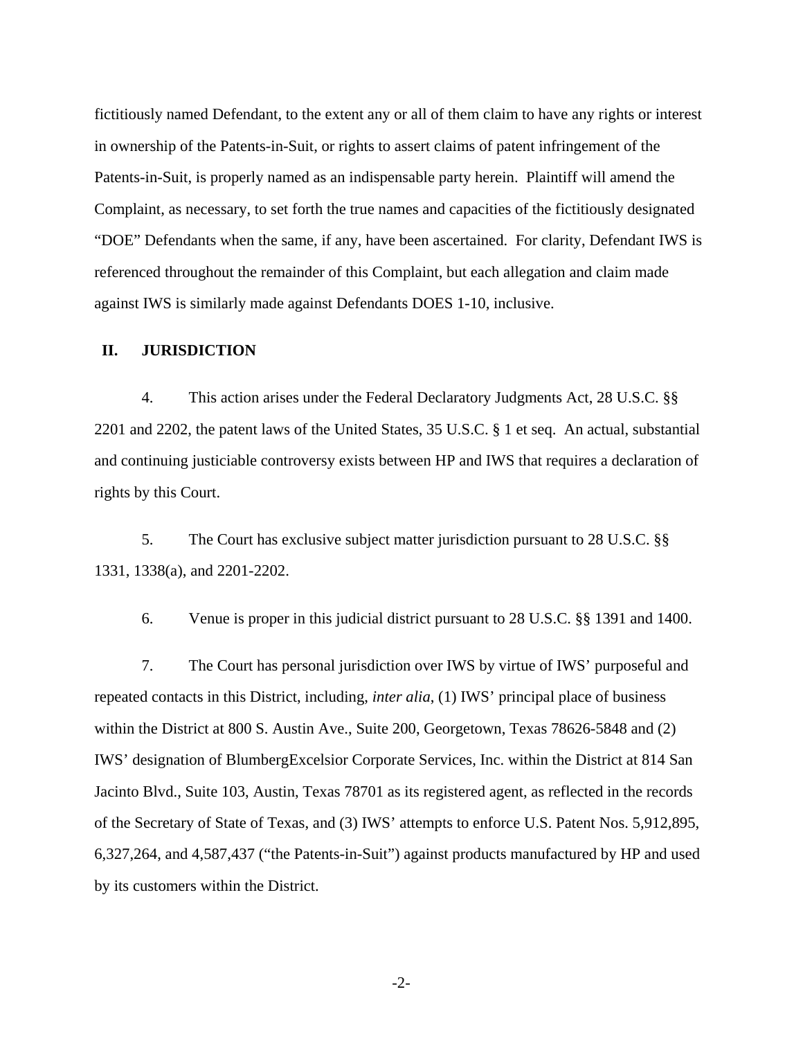fictitiously named Defendant, to the extent any or all of them claim to have any rights or interest in ownership of the Patents-in-Suit, or rights to assert claims of patent infringement of the Patents-in-Suit, is properly named as an indispensable party herein. Plaintiff will amend the Complaint, as necessary, to set forth the true names and capacities of the fictitiously designated "DOE" Defendants when the same, if any, have been ascertained. For clarity, Defendant IWS is referenced throughout the remainder of this Complaint, but each allegation and claim made against IWS is similarly made against Defendants DOES 1-10, inclusive.

## II. JURISDICTION

4. This action arises under the Federal Declaratory Judgments Act, 28 U.S.C. §§ 2201 and 2202, the patent laws of the United States, 35 U.S.C. § 1 et seq. An actual, substantial and continuing justiciable controversy exists between HP and IWS that requires a declaration of rights by this Court.

5. The Court has exclusive subject matter jurisdiction pursuant to 28 U.S.C. §§ 1331, 1338(a), and 2201-2202.

6. Venue is proper in this judicial district pursuant to 28 U.S.C. §§ 1391 and 1400.

7. The Court has personal jurisdiction over IWS by virtue of IWS' purposeful and repeated contacts in this District, including, *inter alia*, (1) IWS' principal place of business within the District at 800 S. Austin Ave., Suite 200, Georgetown, Texas 78626-5848 and (2) IWS' designation of BlumbergExcelsior Corporate Services, Inc. within the District at 814 San Jacinto Blvd., Suite 103, Austin, Texas 78701 as its registered agent, as reflected in the records of the Secretary of State of Texas, and (3) IWS' attempts to enforce U.S. Patent Nos. 5,912,895, 6,327,264, and 4,587,437 ("the Patents-in-Suit") against products manufactured by HP and used by its customers within the District.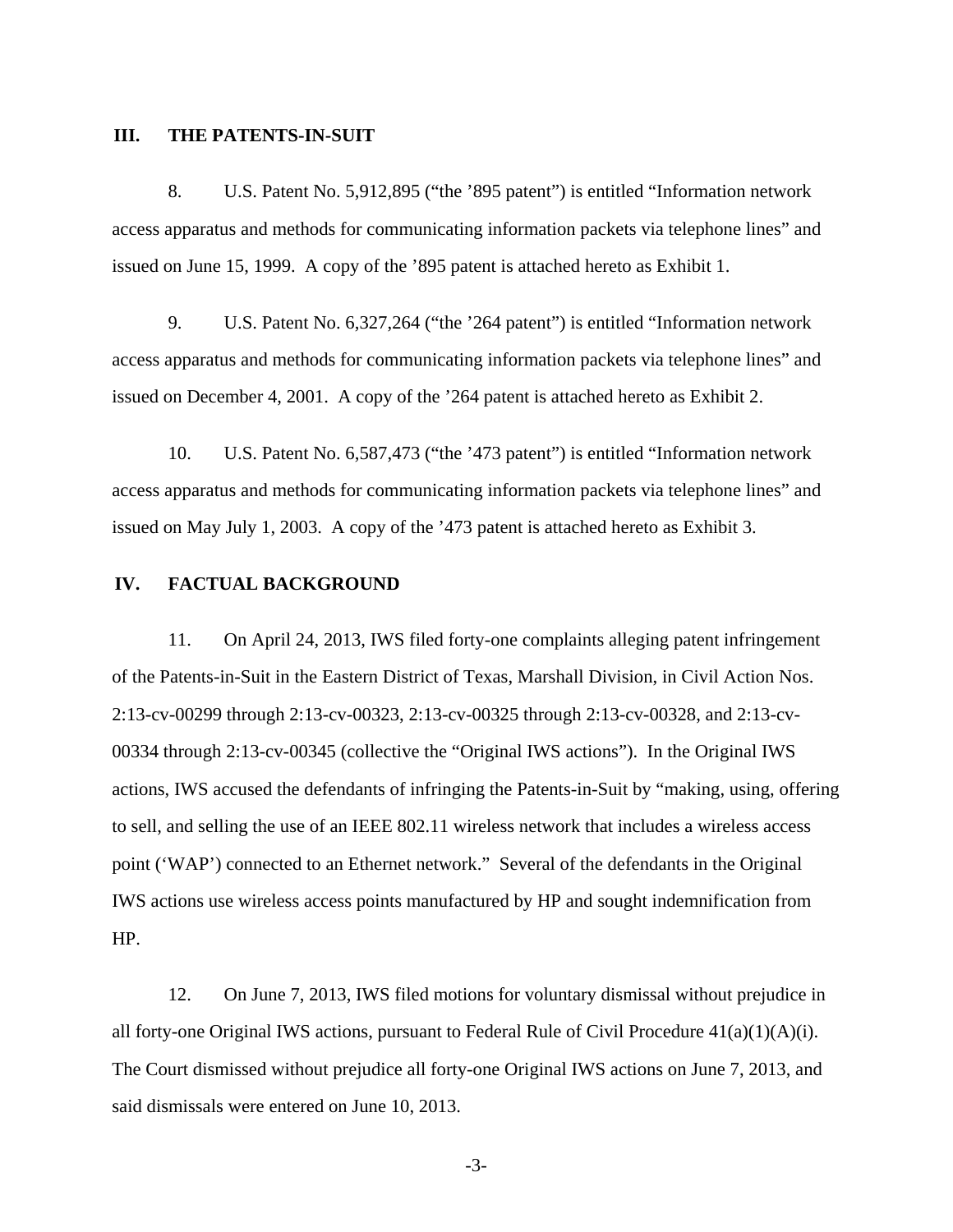## III. THE PATENTS-IN-SUIT

8. U.S. Patent No. 5,912,895 ("the '895 patent") is entitled "Information network access apparatus and methods for communicating information packets via telephone lines" and issued on June 15, 1999. A copy of the '895 patent is attached hereto as Exhibit 1.

9. U.S. Patent No. 6,327,264 ("the '264 patent") is entitled "Information network access apparatus and methods for communicating information packets via telephone lines" and issued on December 4, 2001. A copy of the '264 patent is attached hereto as Exhibit 2.

10. U.S. Patent No. 6,587,473 ("the '473 patent") is entitled "Information network access apparatus and methods for communicating information packets via telephone lines" and issued on May July 1, 2003. A copy of the '473 patent is attached hereto as Exhibit 3.

## IV. FACTUAL BACKGROUND

11. On April 24, 2013, IWS filed forty-one complaints alleging patent infringement of the Patents-in-Suit in the Eastern District of Texas, Marshall Division, in Civil Action Nos. 2:13-cv-00299 through 2:13-cv-00323, 2:13-cv-00325 through 2:13-cv-00328, and 2:13-cv-00334 through 2:13-cv-00345 (collective the "Original IWS actions"). In the Original IWS actions, IWS accused the defendants of infringing the Patents-in-Suit by "making, using, offering to sell, and selling the use of an IEEE 802.11 wireless network that includes a wireless access point ('WAP') connected to an Ethernet network." Several of the defendants in the Original IWS actions use wireless access points manufactured by HP and sought indemnification from HP.

12. On June 7, 2013, IWS filed motions for voluntary dismissal without prejudice in all forty-one Original IWS actions, pursuant to Federal Rule of Civil Procedure 41(a)(1)(A)(i). The Court dismissed without prejudice all forty-one Original IWS actions on June 7, 2013, and said dismissals were entered on June 10, 2013.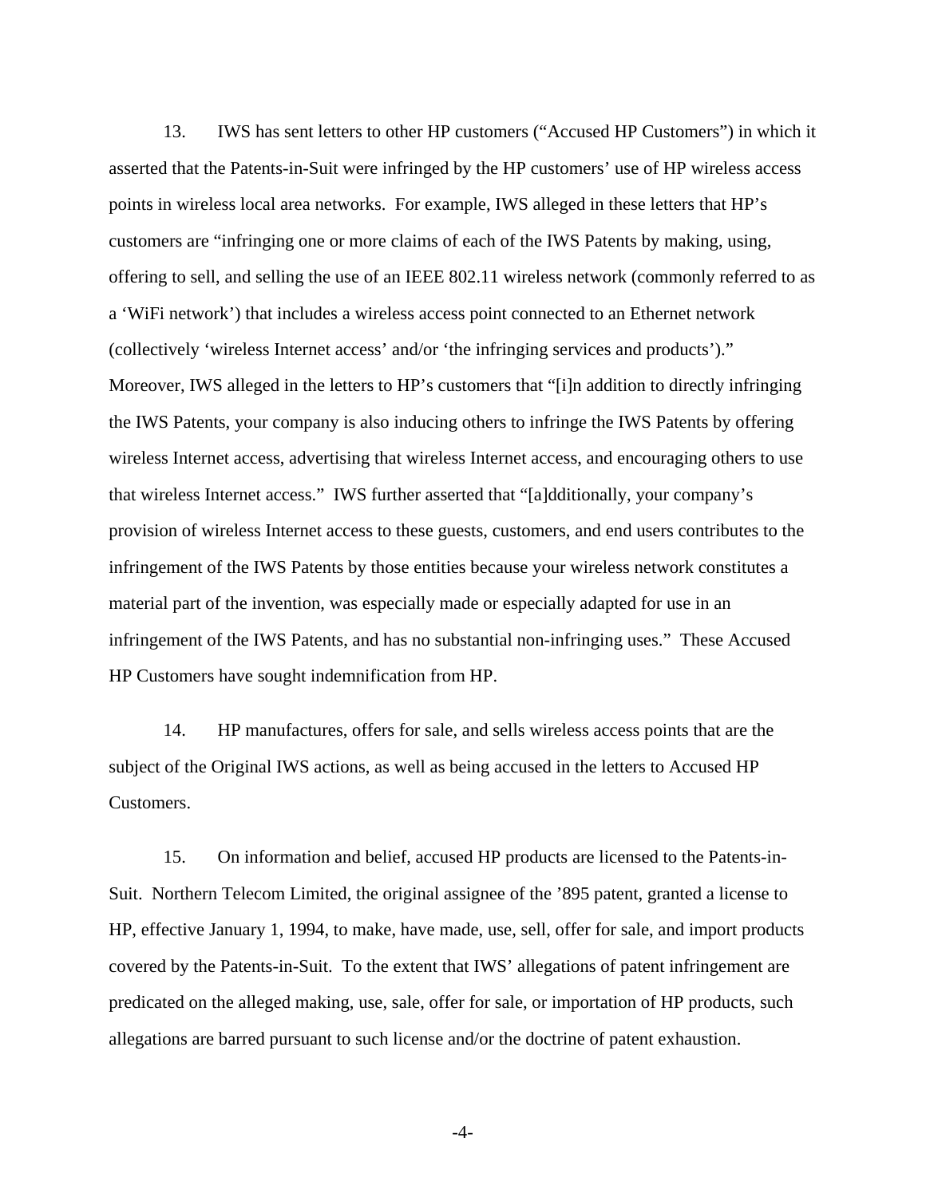13. IWS has sent letters to other HP customers ("Accused HP Customers") in which it asserted that the Patents-in-Suit were infringed by the HP customers' use of HP wireless access points in wireless local area networks. For example, IWS alleged in these letters that HP's customers are "infringing one or more claims of each of the IWS Patents by making, using, offering to sell, and selling the use of an IEEE 802.11 wireless network (commonly referred to as a 'WiFi network') that includes a wireless access point connected to an Ethernet network (collectively 'wireless Internet access' and/or 'the infringing services and products')." Moreover, IWS alleged in the letters to HP's customers that "[i]n addition to directly infringing the IWS Patents, your company is also inducing others to infringe the IWS Patents by offering wireless Internet access, advertising that wireless Internet access, and encouraging others to use that wireless Internet access." IWS further asserted that "[a]dditionally, your company's provision of wireless Internet access to these guests, customers, and end users contributes to the infringement of the IWS Patents by those entities because your wireless network constitutes a material part of the invention, was especially made or especially adapted for use in an infringement of the IWS Patents, and has no substantial non-infringing uses." These Accused HP Customers have sought indemnification from HP.

14. HP manufactures, offers for sale, and sells wireless access points that are the subject of the Original IWS actions, as well as being accused in the letters to Accused HP Customers.

15. On information and belief, accused HP products are licensed to the Patents-in-Suit. Northern Telecom Limited, the original assignee of the '895 patent, granted a license to HP, effective January 1, 1994, to make, have made, use, sell, offer for sale, and import products covered by the Patents-in-Suit. To the extent that IWS' allegations of patent infringement are predicated on the alleged making, use, sale, offer for sale, or importation of HP products, such allegations are barred pursuant to such license and/or the doctrine of patent exhaustion.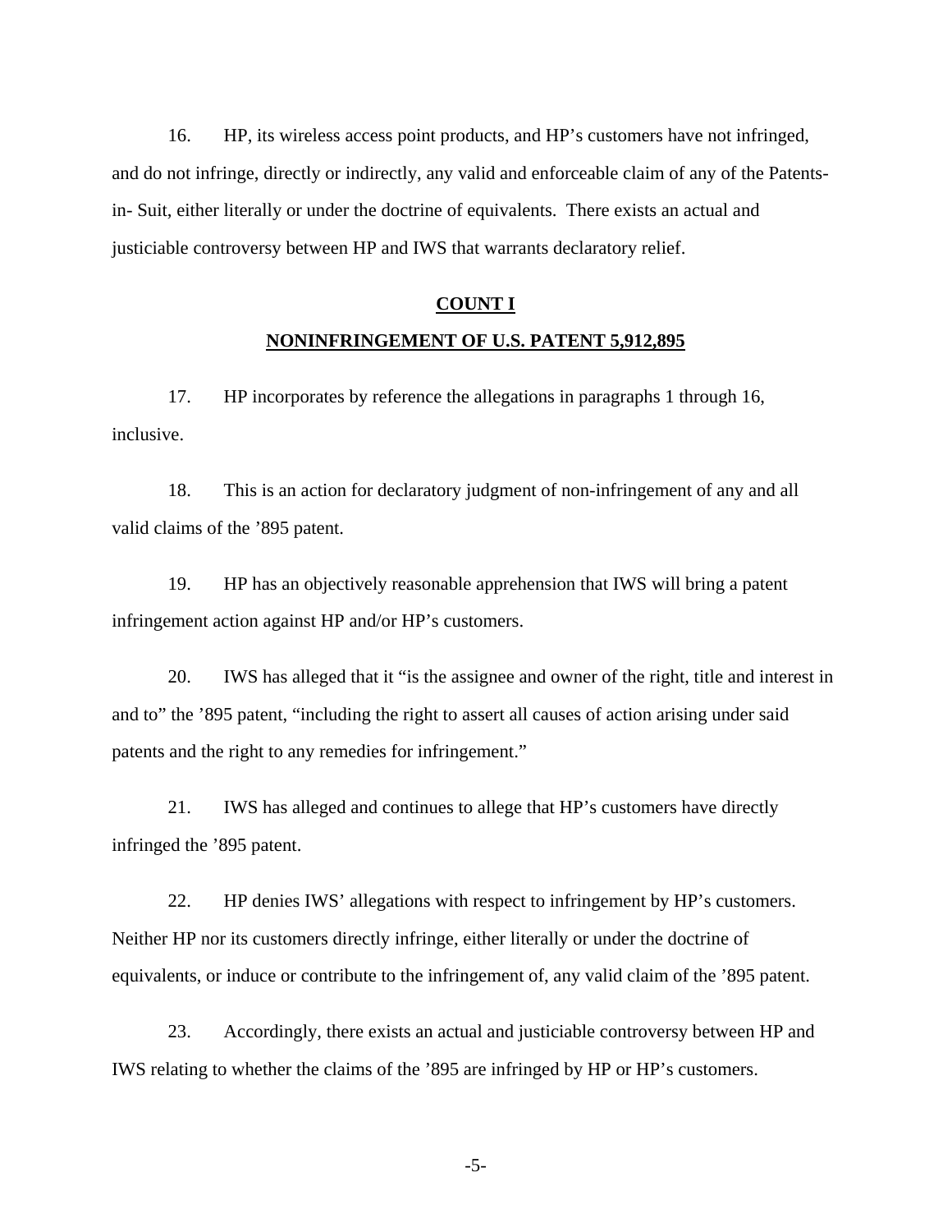16. HP, its wireless access point products, and HP's customers have not infringed, and do not infringe, directly or indirectly, any valid and enforceable claim of any of the Patents-in- Suit, either literally or under the doctrine of equivalents. There exists an actual and justiciable controversy between HP and IWS that warrants declaratory relief.

## COUNT I

## NONINFRINGEMENT OF U.S. PATENT 5,912,895

17. HP incorporates by reference the allegations in paragraphs 1 through 16, inclusive.

18. This is an action for declaratory judgment of non-infringement of any and all valid claims of the '895 patent.

19. HP has an objectively reasonable apprehension that IWS will bring a patent infringement action against HP and/or HP's customers.

20. IWS has alleged that it "is the assignee and owner of the right, title and interest in and to" the '895 patent, "including the right to assert all causes of action arising under said patents and the right to any remedies for infringement."

21. IWS has alleged and continues to allege that HP's customers have directly infringed the '895 patent.

22. HP denies IWS' allegations with respect to infringement by HP's customers. Neither HP nor its customers directly infringe, either literally or under the doctrine of equivalents, or induce or contribute to the infringement of, any valid claim of the '895 patent.

23. Accordingly, there exists an actual and justiciable controversy between HP and IWS relating to whether the claims of the '895 are infringed by HP or HP's customers.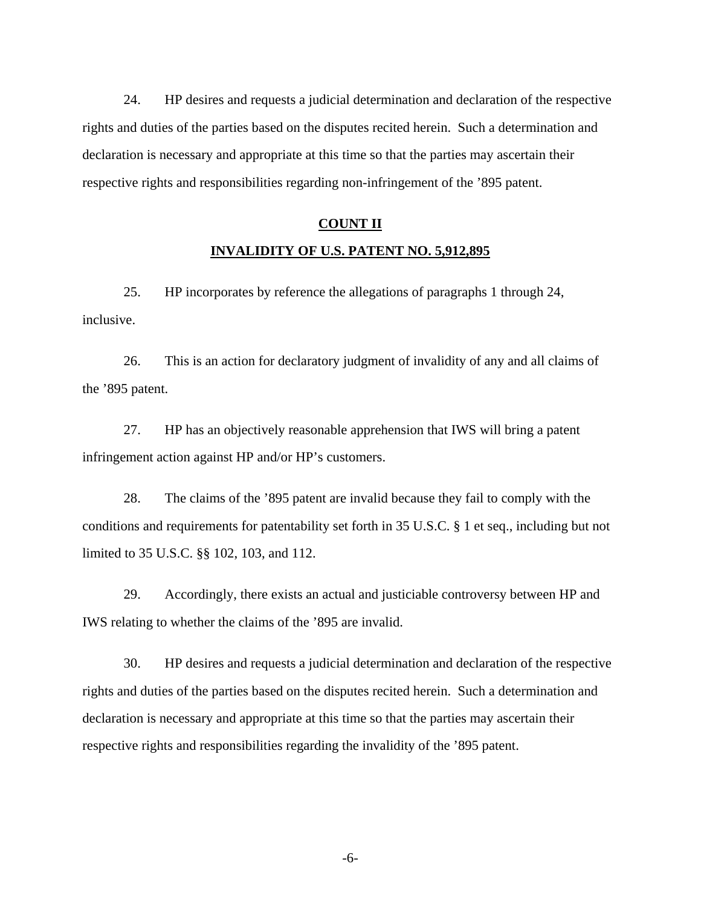24. HP desires and requests a judicial determination and declaration of the respective rights and duties of the parties based on the disputes recited herein. Such a determination and declaration is necessary and appropriate at this time so that the parties may ascertain their respective rights and responsibilities regarding non-infringement of the ’895 patent.

## COUNT II

## INVALIDITY OF U.S. PATENT NO. 5,912,895

25. HP incorporates by reference the allegations of paragraphs 1 through 24, inclusive.

26. This is an action for declaratory judgment of invalidity of any and all claims of the ’895 patent.

27. HP has an objectively reasonable apprehension that IWS will bring a patent infringement action against HP and/or HP’s customers.

28. The claims of the ’895 patent are invalid because they fail to comply with the conditions and requirements for patentability set forth in 35 U.S.C. § 1 et seq., including but not limited to 35 U.S.C. §§ 102, 103, and 112.

29. Accordingly, there exists an actual and justiciable controversy between HP and IWS relating to whether the claims of the ’895 are invalid.

30. HP desires and requests a judicial determination and declaration of the respective rights and duties of the parties based on the disputes recited herein. Such a determination and declaration is necessary and appropriate at this time so that the parties may ascertain their respective rights and responsibilities regarding the invalidity of the ’895 patent.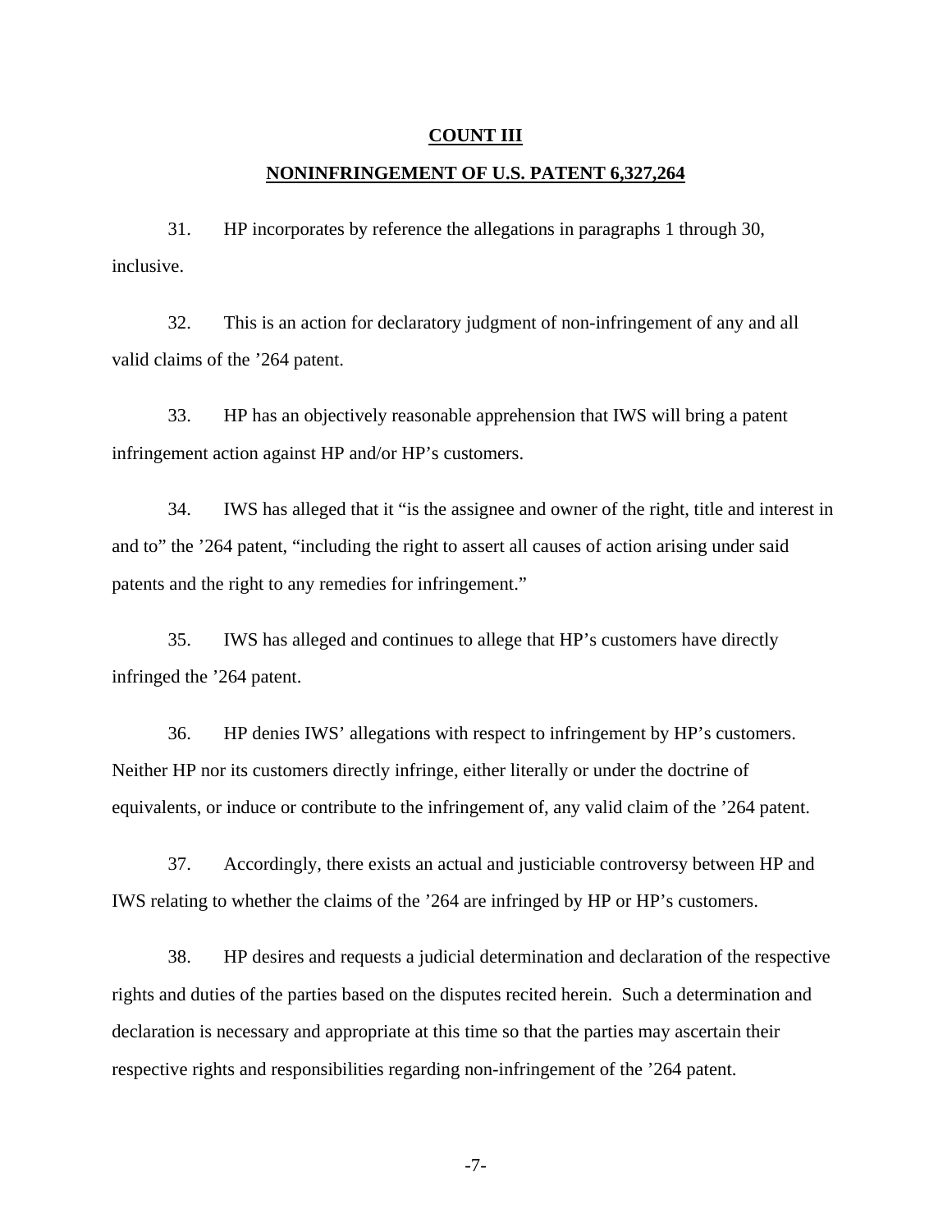**COUNT III**

**NONINFRINGEMENT OF U.S. PATENT 6,327,264**

31. HP incorporates by reference the allegations in paragraphs 1 through 30, inclusive.

32. This is an action for declaratory judgment of non-infringement of any and all valid claims of the ’264 patent.

33. HP has an objectively reasonable apprehension that IWS will bring a patent infringement action against HP and/or HP’s customers.

34. IWS has alleged that it “is the assignee and owner of the right, title and interest in and to” the ’264 patent, “including the right to assert all causes of action arising under said patents and the right to any remedies for infringement.”

35. IWS has alleged and continues to allege that HP’s customers have directly infringed the ’264 patent.

36. HP denies IWS’ allegations with respect to infringement by HP’s customers. Neither HP nor its customers directly infringe, either literally or under the doctrine of equivalents, or induce or contribute to the infringement of, any valid claim of the ’264 patent.

37. Accordingly, there exists an actual and justiciable controversy between HP and IWS relating to whether the claims of the ’264 are infringed by HP or HP’s customers.

38. HP desires and requests a judicial determination and declaration of the respective rights and duties of the parties based on the disputes recited herein. Such a determination and declaration is necessary and appropriate at this time so that the parties may ascertain their respective rights and responsibilities regarding non-infringement of the ’264 patent.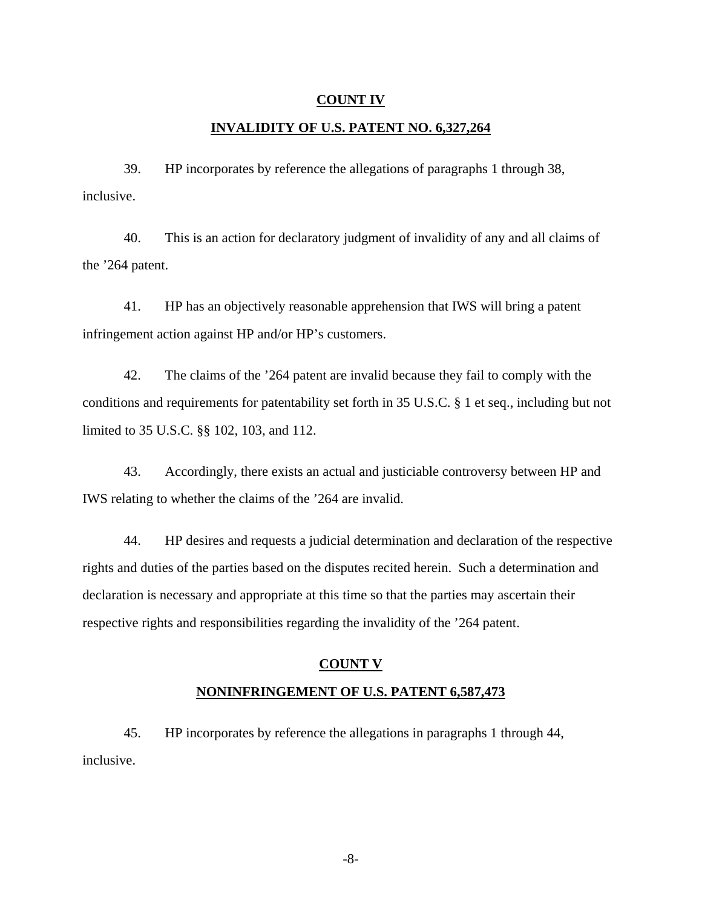**COUNT IV**

**INVALIDITY OF U.S. PATENT NO. 6,327,264**

39. HP incorporates by reference the allegations of paragraphs 1 through 38, inclusive.

40. This is an action for declaratory judgment of invalidity of any and all claims of the ’264 patent.

41. HP has an objectively reasonable apprehension that IWS will bring a patent infringement action against HP and/or HP’s customers.

42. The claims of the ’264 patent are invalid because they fail to comply with the conditions and requirements for patentability set forth in 35 U.S.C. § 1 et seq., including but not limited to 35 U.S.C. §§ 102, 103, and 112.

43. Accordingly, there exists an actual and justiciable controversy between HP and IWS relating to whether the claims of the ’264 are invalid.

44. HP desires and requests a judicial determination and declaration of the respective rights and duties of the parties based on the disputes recited herein. Such a determination and declaration is necessary and appropriate at this time so that the parties may ascertain their respective rights and responsibilities regarding the invalidity of the ’264 patent.

**COUNT V**

**NONINFRINGEMENT OF U.S. PATENT 6,587,473**

45. HP incorporates by reference the allegations in paragraphs 1 through 44, inclusive.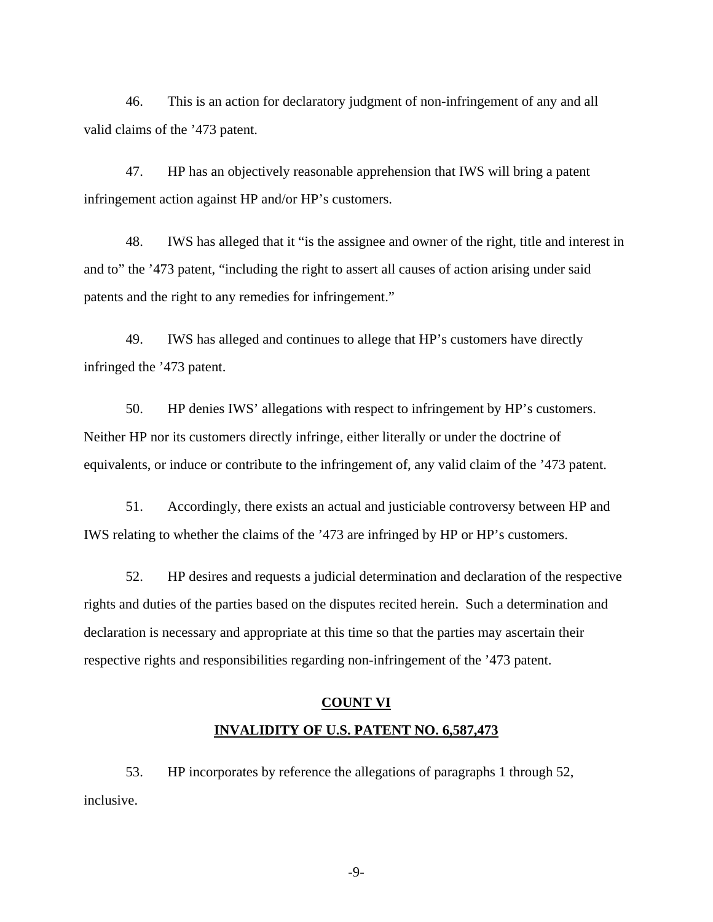46. This is an action for declaratory judgment of non-infringement of any and all valid claims of the '473 patent.

47. HP has an objectively reasonable apprehension that IWS will bring a patent infringement action against HP and/or HP's customers.

48. IWS has alleged that it "is the assignee and owner of the right, title and interest in and to" the '473 patent, "including the right to assert all causes of action arising under said patents and the right to any remedies for infringement."

49. IWS has alleged and continues to allege that HP's customers have directly infringed the '473 patent.

50. HP denies IWS' allegations with respect to infringement by HP's customers. Neither HP nor its customers directly infringe, either literally or under the doctrine of equivalents, or induce or contribute to the infringement of, any valid claim of the '473 patent.

51. Accordingly, there exists an actual and justiciable controversy between HP and IWS relating to whether the claims of the '473 are infringed by HP or HP's customers.

52. HP desires and requests a judicial determination and declaration of the respective rights and duties of the parties based on the disputes recited herein. Such a determination and declaration is necessary and appropriate at this time so that the parties may ascertain their respective rights and responsibilities regarding non-infringement of the '473 patent.

## COUNT VI

## INVALIDITY OF U.S. PATENT NO. 6,587,473

53. HP incorporates by reference the allegations of paragraphs 1 through 52, inclusive.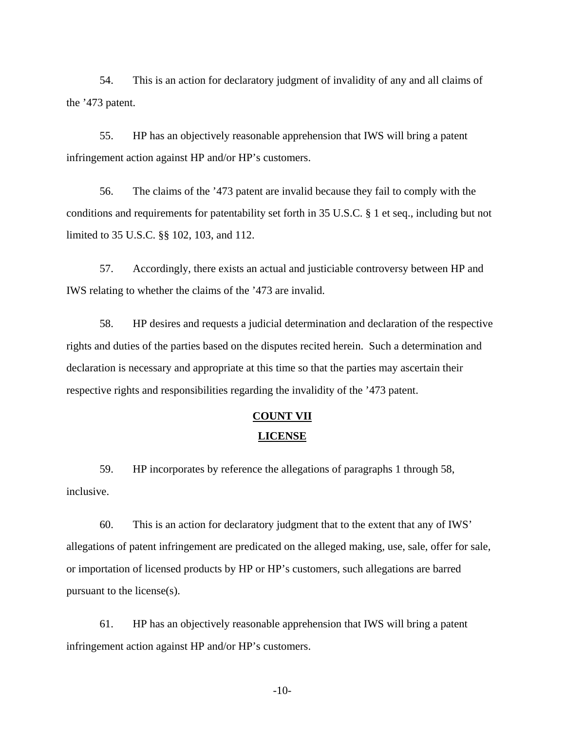54. This is an action for declaratory judgment of invalidity of any and all claims of the ’473 patent.

55. HP has an objectively reasonable apprehension that IWS will bring a patent infringement action against HP and/or HP’s customers.

56. The claims of the ’473 patent are invalid because they fail to comply with the conditions and requirements for patentability set forth in 35 U.S.C. § 1 et seq., including but not limited to 35 U.S.C. §§ 102, 103, and 112.

57. Accordingly, there exists an actual and justiciable controversy between HP and IWS relating to whether the claims of the ’473 are invalid.

58. HP desires and requests a judicial determination and declaration of the respective rights and duties of the parties based on the disputes recited herein. Such a determination and declaration is necessary and appropriate at this time so that the parties may ascertain their respective rights and responsibilities regarding the invalidity of the ’473 patent.

## COUNT VII

## LICENSE

59. HP incorporates by reference the allegations of paragraphs 1 through 58, inclusive.

60. This is an action for declaratory judgment that to the extent that any of IWS’ allegations of patent infringement are predicated on the alleged making, use, sale, offer for sale, or importation of licensed products by HP or HP’s customers, such allegations are barred pursuant to the license(s).

61. HP has an objectively reasonable apprehension that IWS will bring a patent infringement action against HP and/or HP’s customers.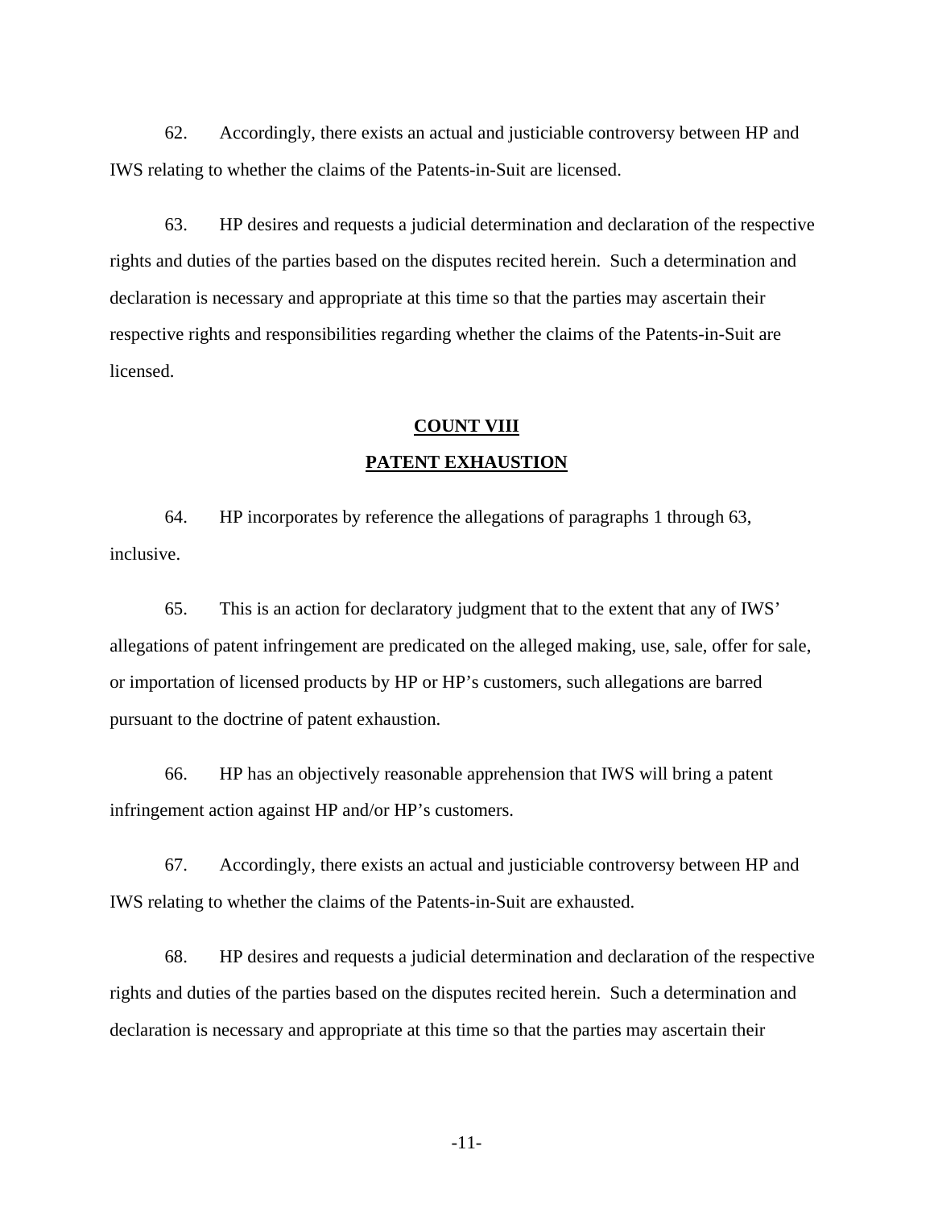62. Accordingly, there exists an actual and justiciable controversy between HP and IWS relating to whether the claims of the Patents-in-Suit are licensed.

63. HP desires and requests a judicial determination and declaration of the respective rights and duties of the parties based on the disputes recited herein. Such a determination and declaration is necessary and appropriate at this time so that the parties may ascertain their respective rights and responsibilities regarding whether the claims of the Patents-in-Suit are licensed.

**COUNT VIII**

**PATENT EXHAUSTION**

64. HP incorporates by reference the allegations of paragraphs 1 through 63, inclusive.

65. This is an action for declaratory judgment that to the extent that any of IWS' allegations of patent infringement are predicated on the alleged making, use, sale, offer for sale, or importation of licensed products by HP or HP's customers, such allegations are barred pursuant to the doctrine of patent exhaustion.

66. HP has an objectively reasonable apprehension that IWS will bring a patent infringement action against HP and/or HP's customers.

67. Accordingly, there exists an actual and justiciable controversy between HP and IWS relating to whether the claims of the Patents-in-Suit are exhausted.

68. HP desires and requests a judicial determination and declaration of the respective rights and duties of the parties based on the disputes recited herein. Such a determination and declaration is necessary and appropriate at this time so that the parties may ascertain their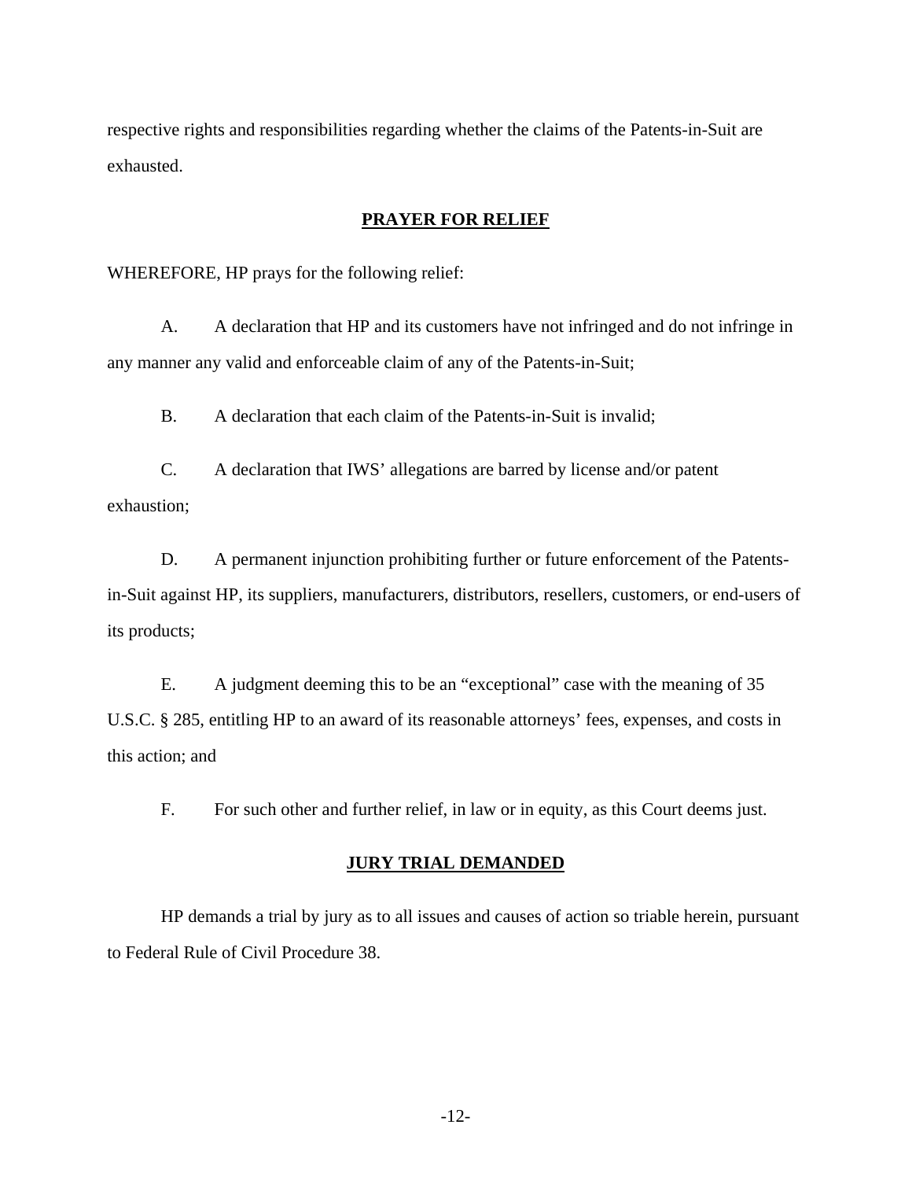respective rights and responsibilities regarding whether the claims of the Patents-in-Suit are exhausted.

## **PRAYER FOR RELIEF**

WHEREFORE, HP prays for the following relief:

A. A declaration that HP and its customers have not infringed and do not infringe in any manner any valid and enforceable claim of any of the Patents-in-Suit;

B. A declaration that each claim of the Patents-in-Suit is invalid;

C. A declaration that IWS' allegations are barred by license and/or patent exhaustion;

D. A permanent injunction prohibiting further or future enforcement of the Patents-in-Suit against HP, its suppliers, manufacturers, distributors, resellers, customers, or end-users of its products;

E. A judgment deeming this to be an "exceptional" case with the meaning of 35 U.S.C. § 285, entitling HP to an award of its reasonable attorneys' fees, expenses, and costs in this action; and

F. For such other and further relief, in law or in equity, as this Court deems just.

## **JURY TRIAL DEMANDED**

HP demands a trial by jury as to all issues and causes of action so triable herein, pursuant to Federal Rule of Civil Procedure 38.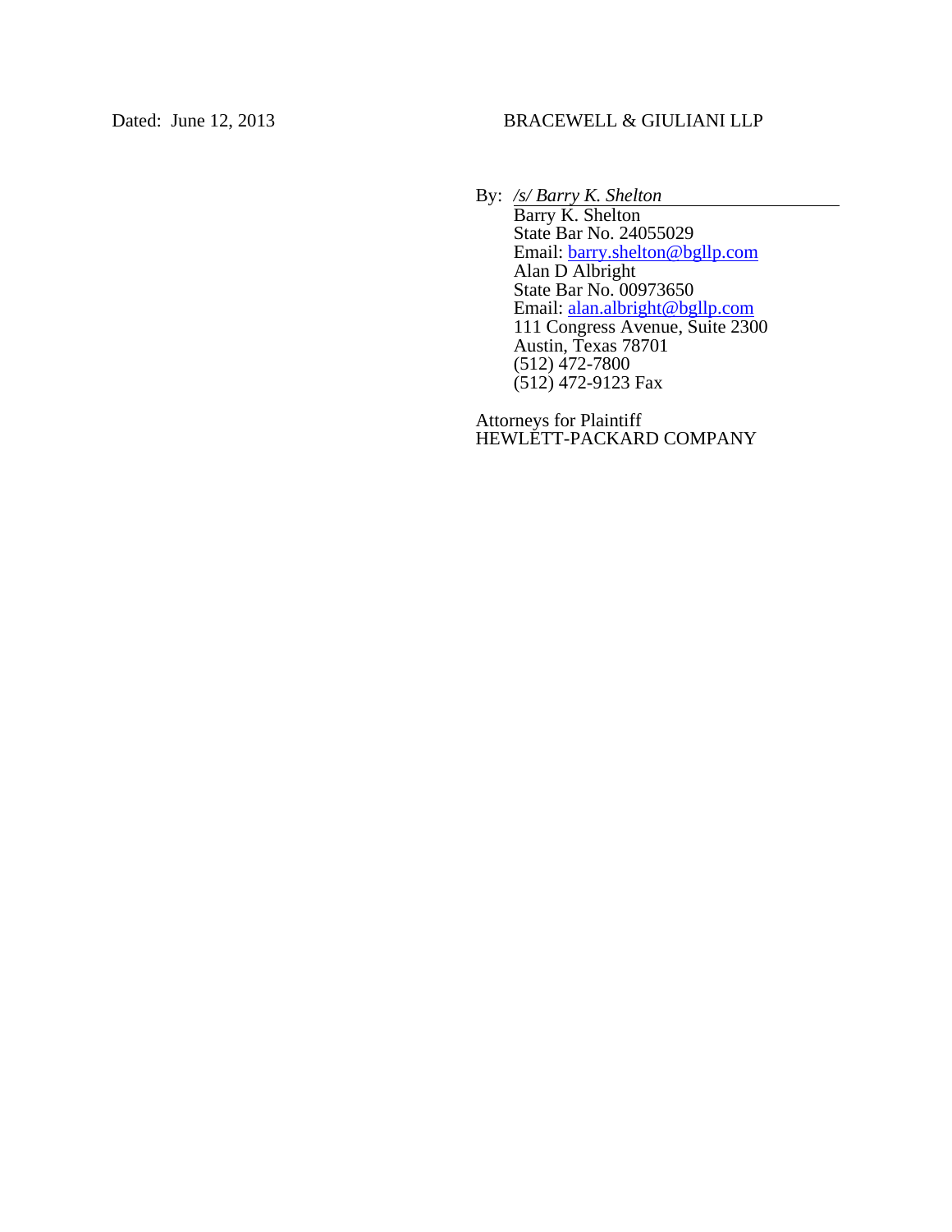Dated: June 12, 2013

BRACEWELL & GIULIANI LLP

By: */s/ Barry K. Shelton*
Barry K. Shelton
State Bar No. 24055029
Email: barry.shelton@bgllp.com
Alan D Albright
State Bar No. 00973650
Email: alan.albright@bgllp.com
111 Congress Avenue, Suite 2300
Austin, Texas 78701
(512) 472-7800
(512) 472-9123 Fax

Attorneys for Plaintiff
HEWLETT-PACKARD COMPANY